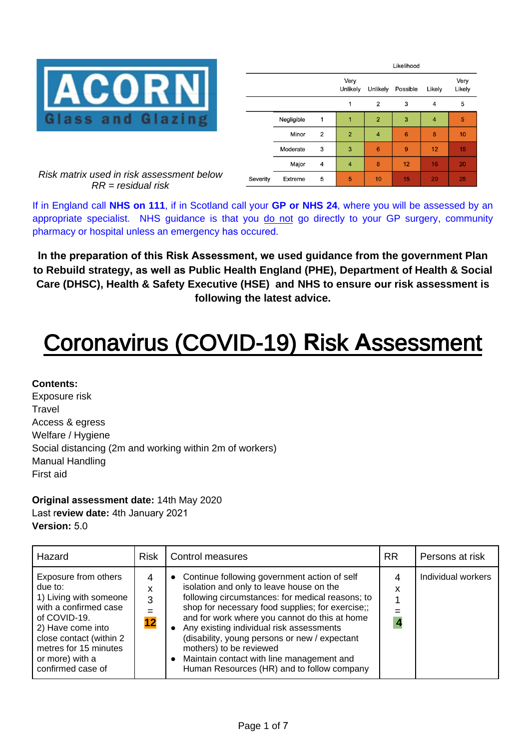**ACORN**
**Glass and Glazing**

| | | | Likelihood | | | | |
|---|---|---|---|---|---|---|---|
| | | | Very Unlikely | Unlikely | Possible | Likely | Very Likely |
| | | | 1 | 2 | 3 | 4 | 5 |
| | Negligible | 1 | 1 | 2 | 3 | 4 | 5 |
| | Minor | 2 | 2 | 4 | 6 | 8 | 10 |
| | Moderate | 3 | 3 | 6 | 9 | 12 | 15 |
| | Major | 4 | 4 | 8 | 12 | 16 | 20 |
| Severity | Extreme | 5 | 5 | 10 | 15 | 20 | 25 |

*Risk matrix used in risk assessment below*
*RR = residual risk*

If in England call **NHS on 111**, if in Scotland call your **GP or NHS 24**, where you will be assessed by an appropriate specialist. NHS guidance is that you do not go directly to your GP surgery, community pharmacy or hospital unless an emergency has occured.

**In the preparation of this Risk Assessment, we used guidance from the government Plan to Rebuild strategy, as well as Public Health England (PHE), Department of Health & Social Care (DHSC), Health & Safety Executive (HSE) and NHS to ensure our risk assessment is following the latest advice.**

# Coronavirus (COVID-19) Risk Assessment

**Contents:**
Exposure risk
Travel
Access & egress
Welfare / Hygiene
Social distancing (2m and working within 2m of workers)
Manual Handling
First aid

**Original assessment date:** 14th May 2020
Last **review date:** 4th January 2021
**Version:** 5.0

| Hazard | Risk | Control measures | RR | Persons at risk |
|---|---|---|---|---|
| Exposure from others due to: 1) Living with someone with a confirmed case of COVID-19. 2) Have come into close contact (within 2 metres for 15 minutes or more) with a confirmed case of | 4 x 3 = **12** | • Continue following government action of self isolation and only to leave house on the following circumstances: for medical reasons; to shop for necessary food supplies; for exercise;; and for work where you cannot do this at home<br>• Any existing individual risk assessments (disability, young persons or new / expectant mothers) to be reviewed<br>• Maintain contact with line management and Human Resources (HR) and to follow company | 4 x 1 = **4** | Individual workers |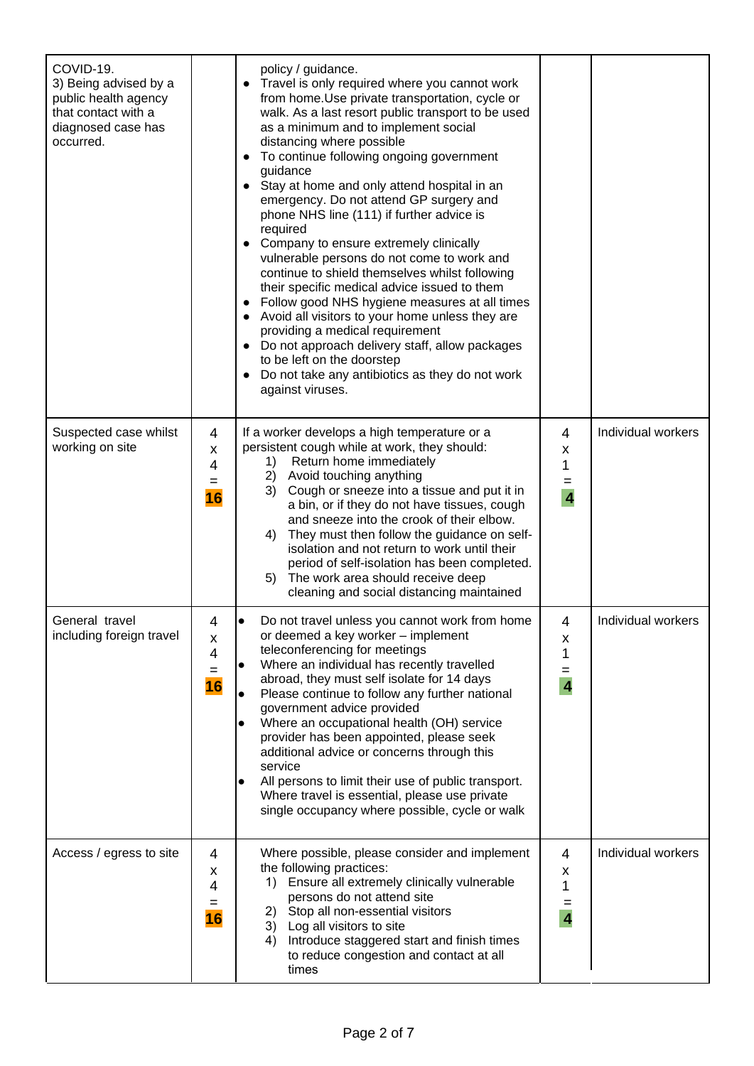| | | | | |
|---|---|---|---|---|
| COVID-19.<br>3) Being advised by a public health agency that contact with a diagnosed case has occurred. | | policy / guidance.<br>• Travel is only required where you cannot work from home.Use private transportation, cycle or walk. As a last resort public transport to be used as a minimum and to implement social distancing where possible<br>• To continue following ongoing government guidance<br>• Stay at home and only attend hospital in an emergency. Do not attend GP surgery and phone NHS line (111) if further advice is required<br>• Company to ensure extremely clinically vulnerable persons do not come to work and continue to shield themselves whilst following their specific medical advice issued to them<br>• Follow good NHS hygiene measures at all times<br>• Avoid all visitors to your home unless they are providing a medical requirement<br>• Do not approach delivery staff, allow packages to be left on the doorstep<br>• Do not take any antibiotics as they do not work against viruses. | | |
| Suspected case whilst working on site | 4 x 4 = **16** | If a worker develops a high temperature or a persistent cough while at work, they should:<br>1) Return home immediately<br>2) Avoid touching anything<br>3) Cough or sneeze into a tissue and put it in a bin, or if they do not have tissues, cough and sneeze into the crook of their elbow.<br>4) They must then follow the guidance on self-isolation and not return to work until their period of self-isolation has been completed.<br>5) The work area should receive deep cleaning and social distancing maintained | 4 x 1 = **4** | Individual workers |
| General travel including foreign travel | 4 x 4 = **16** | • Do not travel unless you cannot work from home or deemed a key worker – implement teleconferencing for meetings<br>• Where an individual has recently travelled abroad, they must self isolate for 14 days<br>• Please continue to follow any further national government advice provided<br>• Where an occupational health (OH) service provider has been appointed, please seek additional advice or concerns through this service<br>• All persons to limit their use of public transport. Where travel is essential, please use private single occupancy where possible, cycle or walk | 4 x 1 = **4** | Individual workers |
| Access / egress to site | 4 x 4 = **16** | Where possible, please consider and implement the following practices:<br>1) Ensure all extremely clinically vulnerable persons do not attend site<br>2) Stop all non-essential visitors<br>3) Log all visitors to site<br>4) Introduce staggered start and finish times to reduce congestion and contact at all times | 4 x 1 = **4** | Individual workers |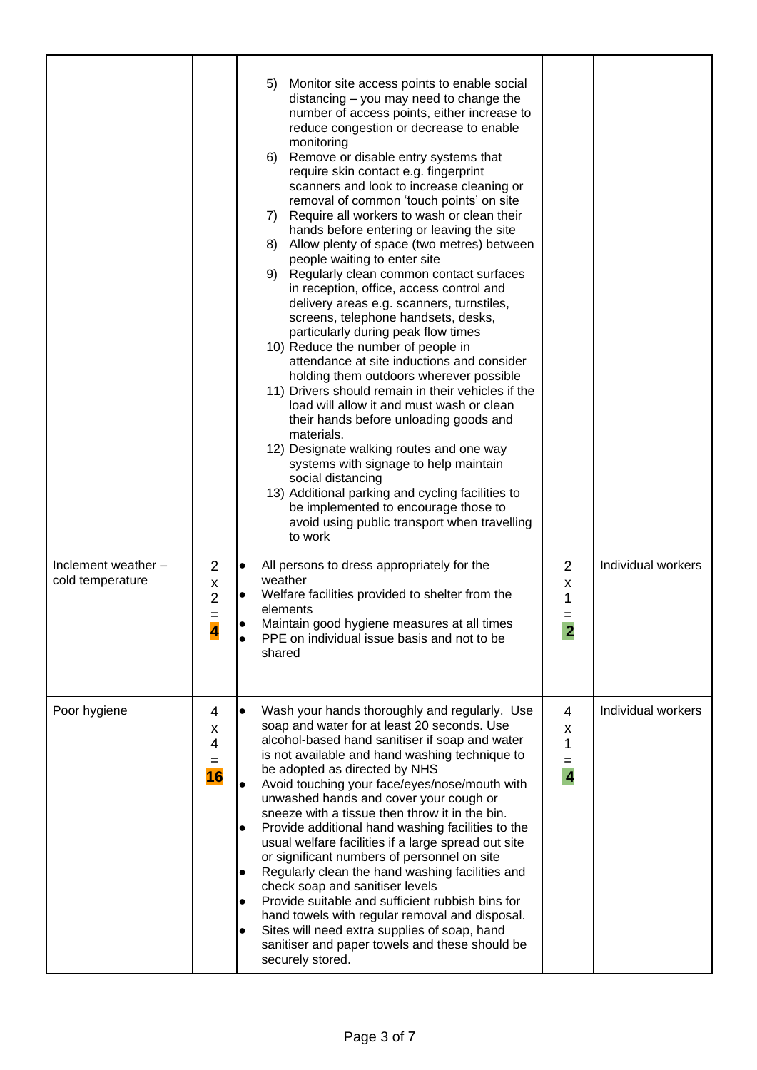| | | | | |
|---|---|---|---|---|
| | | 5) Monitor site access points to enable social distancing – you may need to change the number of access points, either increase to reduce congestion or decrease to enable monitoring<br>6) Remove or disable entry systems that require skin contact e.g. fingerprint scanners and look to increase cleaning or removal of common 'touch points' on site<br>7) Require all workers to wash or clean their hands before entering or leaving the site<br>8) Allow plenty of space (two metres) between people waiting to enter site<br>9) Regularly clean common contact surfaces in reception, office, access control and delivery areas e.g. scanners, turnstiles, screens, telephone handsets, desks, particularly during peak flow times<br>10) Reduce the number of people in attendance at site inductions and consider holding them outdoors wherever possible<br>11) Drivers should remain in their vehicles if the load will allow it and must wash or clean their hands before unloading goods and materials.<br>12) Designate walking routes and one way systems with signage to help maintain social distancing<br>13) Additional parking and cycling facilities to be implemented to encourage those to avoid using public transport when travelling to work | | |
| Inclement weather – cold temperature | 2 x 2 = **4** | • All persons to dress appropriately for the weather<br>• Welfare facilities provided to shelter from the elements<br>• Maintain good hygiene measures at all times<br>• PPE on individual issue basis and not to be shared | 2 x 1 = **2** | Individual workers |
| Poor hygiene | 4 x 4 = **16** | • Wash your hands thoroughly and regularly. Use soap and water for at least 20 seconds. Use alcohol-based hand sanitiser if soap and water is not available and hand washing technique to be adopted as directed by NHS<br>• Avoid touching your face/eyes/nose/mouth with unwashed hands and cover your cough or sneeze with a tissue then throw it in the bin.<br>• Provide additional hand washing facilities to the usual welfare facilities if a large spread out site or significant numbers of personnel on site<br>• Regularly clean the hand washing facilities and check soap and sanitiser levels<br>• Provide suitable and sufficient rubbish bins for hand towels with regular removal and disposal.<br>• Sites will need extra supplies of soap, hand sanitiser and paper towels and these should be securely stored. | 4 x 1 = **4** | Individual workers |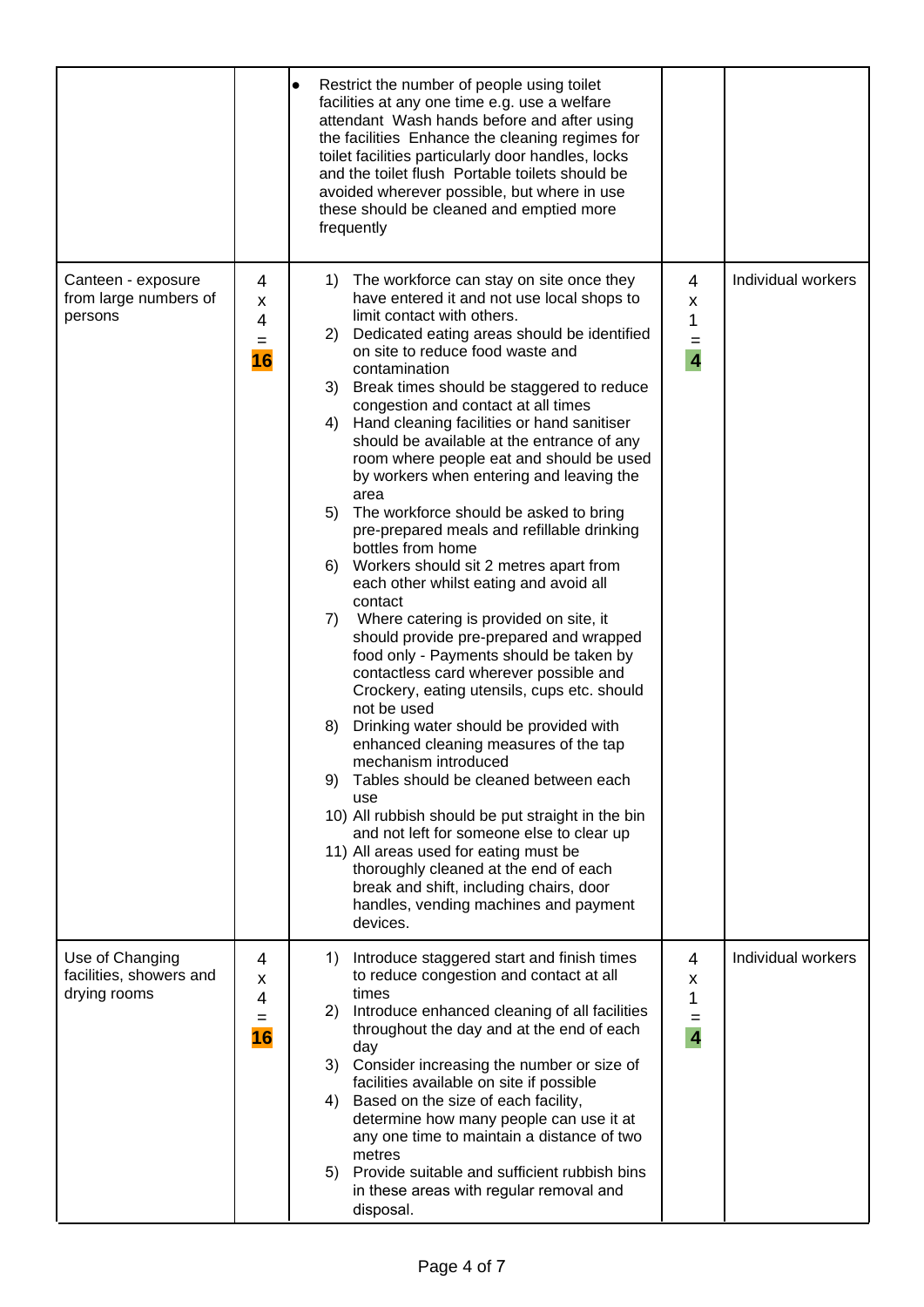| | | | | |
|---|---|---|---|---|
| | | • Restrict the number of people using toilet facilities at any one time e.g. use a welfare attendant Wash hands before and after using the facilities Enhance the cleaning regimes for toilet facilities particularly door handles, locks and the toilet flush Portable toilets should be avoided wherever possible, but where in use these should be cleaned and emptied more frequently | | |
| Canteen - exposure from large numbers of persons | 4 x 4 = **16** | 1) The workforce can stay on site once they have entered it and not use local shops to limit contact with others.<br>2) Dedicated eating areas should be identified on site to reduce food waste and contamination<br>3) Break times should be staggered to reduce congestion and contact at all times<br>4) Hand cleaning facilities or hand sanitiser should be available at the entrance of any room where people eat and should be used by workers when entering and leaving the area<br>5) The workforce should be asked to bring pre-prepared meals and refillable drinking bottles from home<br>6) Workers should sit 2 metres apart from each other whilst eating and avoid all contact<br>7) Where catering is provided on site, it should provide pre-prepared and wrapped food only - Payments should be taken by contactless card wherever possible and Crockery, eating utensils, cups etc. should not be used<br>8) Drinking water should be provided with enhanced cleaning measures of the tap mechanism introduced<br>9) Tables should be cleaned between each use<br>10) All rubbish should be put straight in the bin and not left for someone else to clear up<br>11) All areas used for eating must be thoroughly cleaned at the end of each break and shift, including chairs, door handles, vending machines and payment devices. | 4 x 1 = **4** | Individual workers |
| Use of Changing facilities, showers and drying rooms | 4 x 4 = **16** | 1) Introduce staggered start and finish times to reduce congestion and contact at all times<br>2) Introduce enhanced cleaning of all facilities throughout the day and at the end of each day<br>3) Consider increasing the number or size of facilities available on site if possible<br>4) Based on the size of each facility, determine how many people can use it at any one time to maintain a distance of two metres<br>5) Provide suitable and sufficient rubbish bins in these areas with regular removal and disposal. | 4 x 1 = **4** | Individual workers |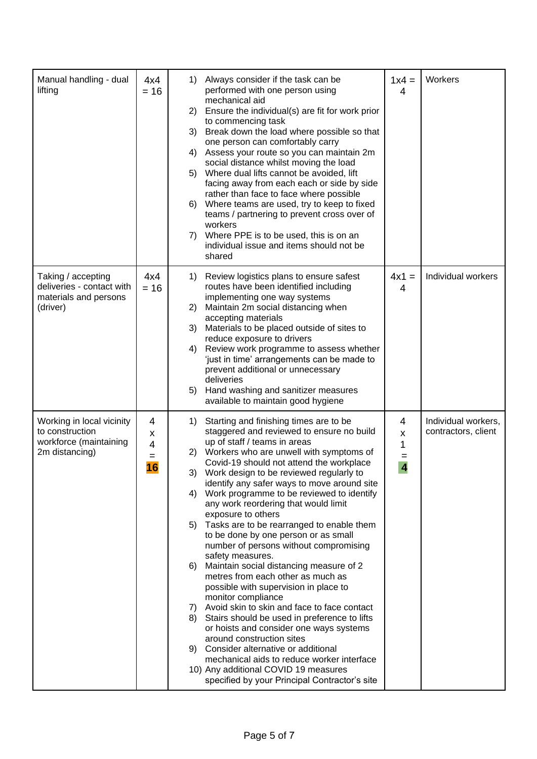| Manual handling - dual lifting | 4x4 = 16 | 1) Always consider if the task can be performed with one person using mechanical aid<br>2) Ensure the individual(s) are fit for work prior to commencing task<br>3) Break down the load where possible so that one person can comfortably carry<br>4) Assess your route so you can maintain 2m social distance whilst moving the load<br>5) Where dual lifts cannot be avoided, lift facing away from each or side by side rather than face to face where possible<br>6) Where teams are used, try to keep to fixed teams / partnering to prevent cross over of workers<br>7) Where PPE is to be used, this is on an individual issue and items should not be shared | 1x4 = 4 | Workers |
|---|---|---|---|---|
| Taking / accepting deliveries - contact with materials and persons (driver) | 4x4 = 16 | 1) Review logistics plans to ensure safest routes have been identified including implementing one way systems<br>2) Maintain 2m social distancing when accepting materials<br>3) Materials to be placed outside of sites to reduce exposure to drivers<br>4) Review work programme to assess whether 'just in time' arrangements can be made to prevent additional or unnecessary deliveries<br>5) Hand washing and sanitizer measures available to maintain good hygiene | 4x1 = 4 | Individual workers |
| Working in local vicinity to construction workforce (maintaining 2m distancing) | 4 x 4 = **16** | 1) Starting and finishing times are to be staggered and reviewed to ensure no build up of staff / teams in areas<br>2) Workers who are unwell with symptoms of Covid-19 should not attend the workplace<br>3) Work design to be reviewed regularly to identify any safer ways to move around site<br>4) Work programme to be reviewed to identify any work reordering that would limit exposure to others<br>5) Tasks are to be rearranged to enable them to be done by one person or as small number of persons without compromising safety measures.<br>6) Maintain social distancing measure of 2 metres from each other as much as possible with supervision in place to monitor compliance<br>7) Avoid skin to skin and face to face contact<br>8) Stairs should be used in preference to lifts or hoists and consider one ways systems around construction sites<br>9) Consider alternative or additional mechanical aids to reduce worker interface<br>10) Any additional COVID 19 measures specified by your Principal Contractor's site | 4 x 1 = **4** | Individual workers, contractors, client |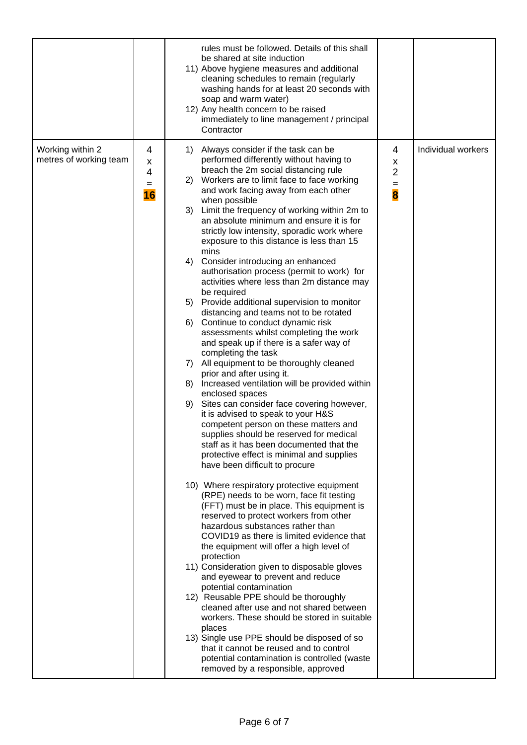| | | | | |
|---|---|---|---|---|
| | | rules must be followed. Details of this shall be shared at site induction<br>11) Above hygiene measures and additional cleaning schedules to remain (regularly washing hands for at least 20 seconds with soap and warm water)<br>12) Any health concern to be raised immediately to line management / principal Contractor | | |
| Working within 2 metres of working team | 4 x 4 = **16** | 1) Always consider if the task can be performed differently without having to breach the 2m social distancing rule<br>2) Workers are to limit face to face working and work facing away from each other when possible<br>3) Limit the frequency of working within 2m to an absolute minimum and ensure it is for strictly low intensity, sporadic work where exposure to this distance is less than 15 mins<br>4) Consider introducing an enhanced authorisation process (permit to work) for activities where less than 2m distance may be required<br>5) Provide additional supervision to monitor distancing and teams not to be rotated<br>6) Continue to conduct dynamic risk assessments whilst completing the work and speak up if there is a safer way of completing the task<br>7) All equipment to be thoroughly cleaned prior and after using it.<br>8) Increased ventilation will be provided within enclosed spaces<br>9) Sites can consider face covering however, it is advised to speak to your H&S competent person on these matters and supplies should be reserved for medical staff as it has been documented that the protective effect is minimal and supplies have been difficult to procure<br>10) Where respiratory protective equipment (RPE) needs to be worn, face fit testing (FFT) must be in place. This equipment is reserved to protect workers from other hazardous substances rather than COVID19 as there is limited evidence that the equipment will offer a high level of protection<br>11) Consideration given to disposable gloves and eyewear to prevent and reduce potential contamination<br>12) Reusable PPE should be thoroughly cleaned after use and not shared between workers. These should be stored in suitable places<br>13) Single use PPE should be disposed of so that it cannot be reused and to control potential contamination is controlled (waste removed by a responsible, approved | 4 x 2 = **8** | Individual workers |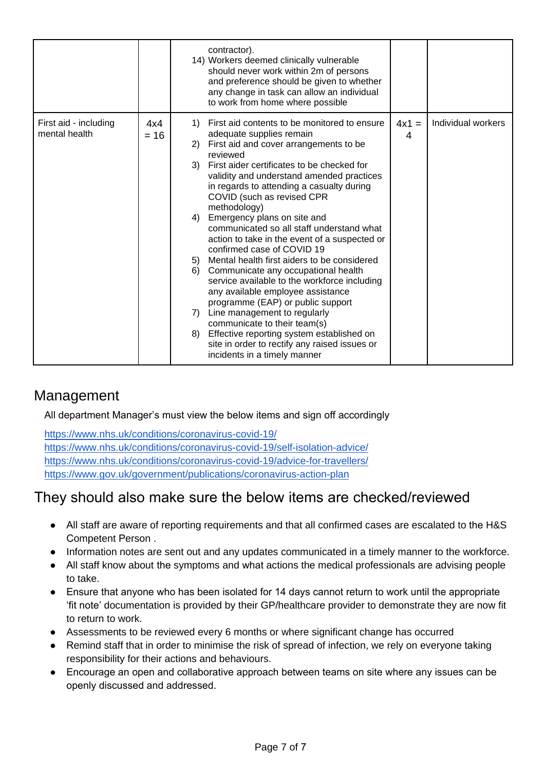| | | | | |
|---|---|---|---|---|
| | | contractor).<br>14) Workers deemed clinically vulnerable should never work within 2m of persons and preference should be given to whether any change in task can allow an individual to work from home where possible | | |
| First aid - including mental health | 4x4 = 16 | 1) First aid contents to be monitored to ensure adequate supplies remain<br>2) First aid and cover arrangements to be reviewed<br>3) First aider certificates to be checked for validity and understand amended practices in regards to attending a casualty during COVID (such as revised CPR methodology)<br>4) Emergency plans on site and communicated so all staff understand what action to take in the event of a suspected or confirmed case of COVID 19<br>5) Mental health first aiders to be considered<br>6) Communicate any occupational health service available to the workforce including any available employee assistance programme (EAP) or public support<br>7) Line management to regularly communicate to their team(s)<br>8) Effective reporting system established on site in order to rectify any raised issues or incidents in a timely manner | 4x1 = 4 | Individual workers |

## Management

All department Manager's must view the below items and sign off accordingly

https://www.nhs.uk/conditions/coronavirus-covid-19/
https://www.nhs.uk/conditions/coronavirus-covid-19/self-isolation-advice/
https://www.nhs.uk/conditions/coronavirus-covid-19/advice-for-travellers/
https://www.gov.uk/government/publications/coronavirus-action-plan

## They should also make sure the below items are checked/reviewed

- All staff are aware of reporting requirements and that all confirmed cases are escalated to the H&S Competent Person .
- Information notes are sent out and any updates communicated in a timely manner to the workforce.
- All staff know about the symptoms and what actions the medical professionals are advising people to take.
- Ensure that anyone who has been isolated for 14 days cannot return to work until the appropriate 'fit note' documentation is provided by their GP/healthcare provider to demonstrate they are now fit to return to work.
- Assessments to be reviewed every 6 months or where significant change has occurred
- Remind staff that in order to minimise the risk of spread of infection, we rely on everyone taking responsibility for their actions and behaviours.
- Encourage an open and collaborative approach between teams on site where any issues can be openly discussed and addressed.